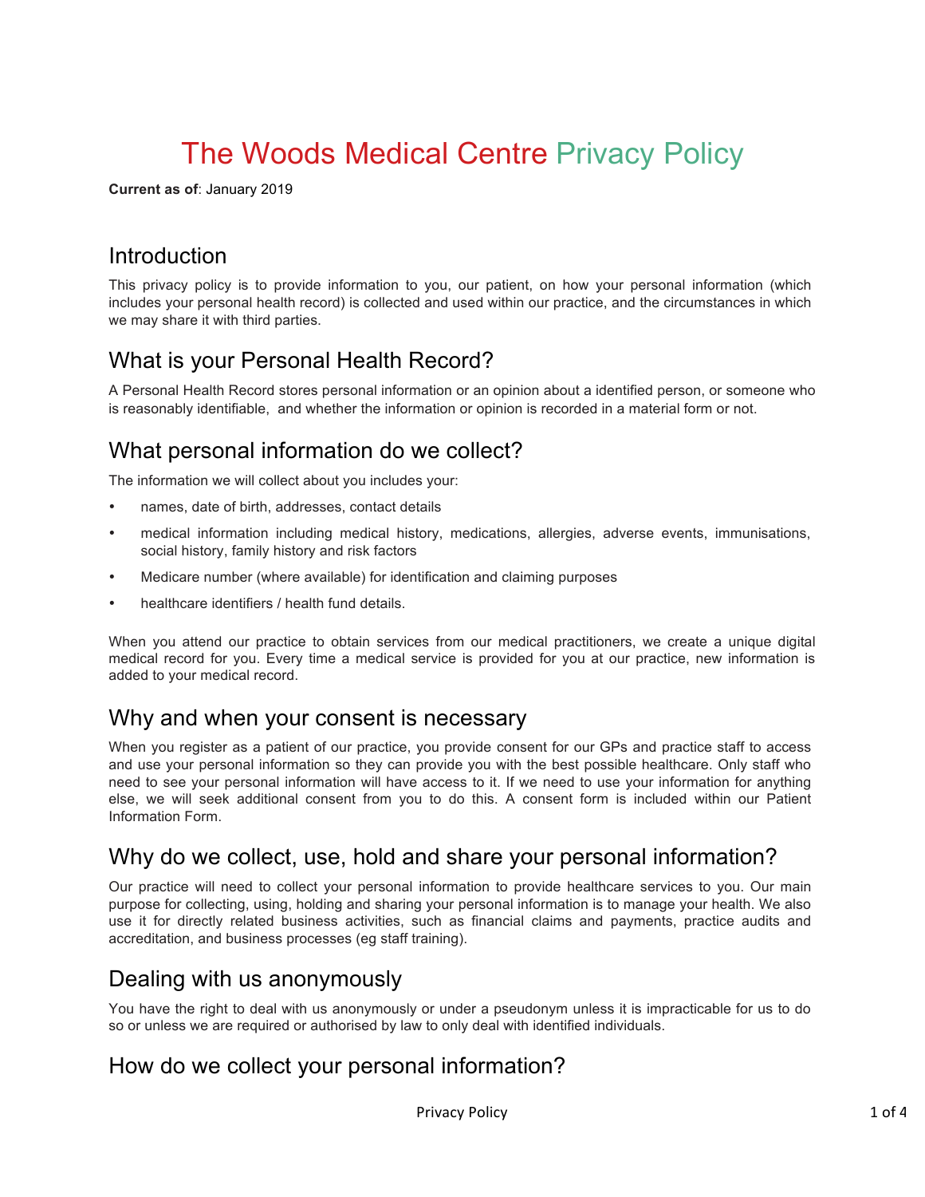# The Woods Medical Centre Privacy Policy

**Current as of**: January 2019

## Introduction

This privacy policy is to provide information to you, our patient, on how your personal information (which includes your personal health record) is collected and used within our practice, and the circumstances in which we may share it with third parties.

## What is your Personal Health Record?

A Personal Health Record stores personal information or an opinion about a identified person, or someone who is reasonably identifiable, and whether the information or opinion is recorded in a material form or not.

## What personal information do we collect?

The information we will collect about you includes your:

- names, date of birth, addresses, contact details
- medical information including medical history, medications, allergies, adverse events, immunisations, social history, family history and risk factors
- Medicare number (where available) for identification and claiming purposes
- healthcare identifiers / health fund details.

When you attend our practice to obtain services from our medical practitioners, we create a unique digital medical record for you. Every time a medical service is provided for you at our practice, new information is added to your medical record.

## Why and when your consent is necessary

When you register as a patient of our practice, you provide consent for our GPs and practice staff to access and use your personal information so they can provide you with the best possible healthcare. Only staff who need to see your personal information will have access to it. If we need to use your information for anything else, we will seek additional consent from you to do this. A consent form is included within our Patient Information Form.

## Why do we collect, use, hold and share your personal information?

Our practice will need to collect your personal information to provide healthcare services to you. Our main purpose for collecting, using, holding and sharing your personal information is to manage your health. We also use it for directly related business activities, such as financial claims and payments, practice audits and accreditation, and business processes (eg staff training).

## Dealing with us anonymously

You have the right to deal with us anonymously or under a pseudonym unless it is impracticable for us to do so or unless we are required or authorised by law to only deal with identified individuals.

## How do we collect your personal information?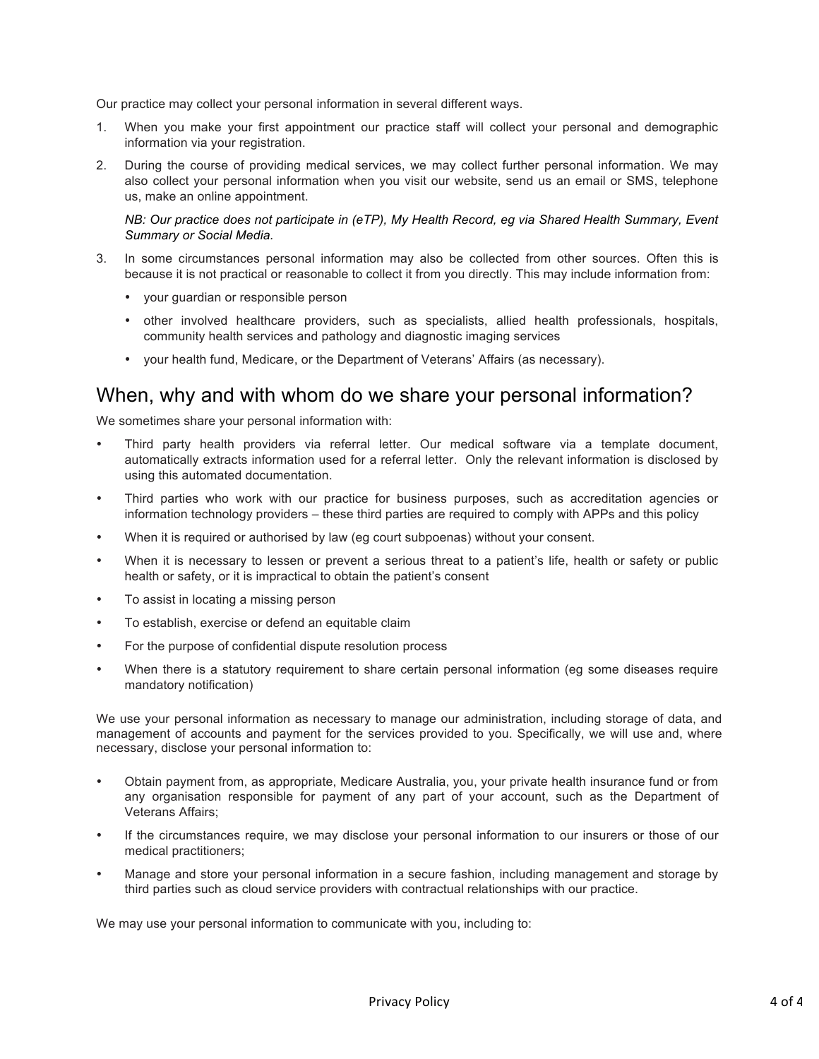Our practice may collect your personal information in several different ways.

1. When you make your first appointment our practice staff will collect your personal and demographic information via your registration.
2. During the course of providing medical services, we may collect further personal information. We may also collect your personal information when you visit our website, send us an email or SMS, telephone us, make an online appointment.

   *NB: Our practice does not participate in (eTP), My Health Record, eg via Shared Health Summary, Event Summary or Social Media.*
3. In some circumstances personal information may also be collected from other sources. Often this is because it is not practical or reasonable to collect it from you directly. This may include information from:
   - your guardian or responsible person
   - other involved healthcare providers, such as specialists, allied health professionals, hospitals, community health services and pathology and diagnostic imaging services
   - your health fund, Medicare, or the Department of Veterans' Affairs (as necessary).

## When, why and with whom do we share your personal information?

We sometimes share your personal information with:

- Third party health providers via referral letter. Our medical software via a template document, automatically extracts information used for a referral letter. Only the relevant information is disclosed by using this automated documentation.
- Third parties who work with our practice for business purposes, such as accreditation agencies or information technology providers – these third parties are required to comply with APPs and this policy
- When it is required or authorised by law (eg court subpoenas) without your consent.
- When it is necessary to lessen or prevent a serious threat to a patient's life, health or safety or public health or safety, or it is impractical to obtain the patient's consent
- To assist in locating a missing person
- To establish, exercise or defend an equitable claim
- For the purpose of confidential dispute resolution process
- When there is a statutory requirement to share certain personal information (eg some diseases require mandatory notification)

We use your personal information as necessary to manage our administration, including storage of data, and management of accounts and payment for the services provided to you. Specifically, we will use and, where necessary, disclose your personal information to:

- Obtain payment from, as appropriate, Medicare Australia, you, your private health insurance fund or from any organisation responsible for payment of any part of your account, such as the Department of Veterans Affairs;
- If the circumstances require, we may disclose your personal information to our insurers or those of our medical practitioners;
- Manage and store your personal information in a secure fashion, including management and storage by third parties such as cloud service providers with contractual relationships with our practice.

We may use your personal information to communicate with you, including to: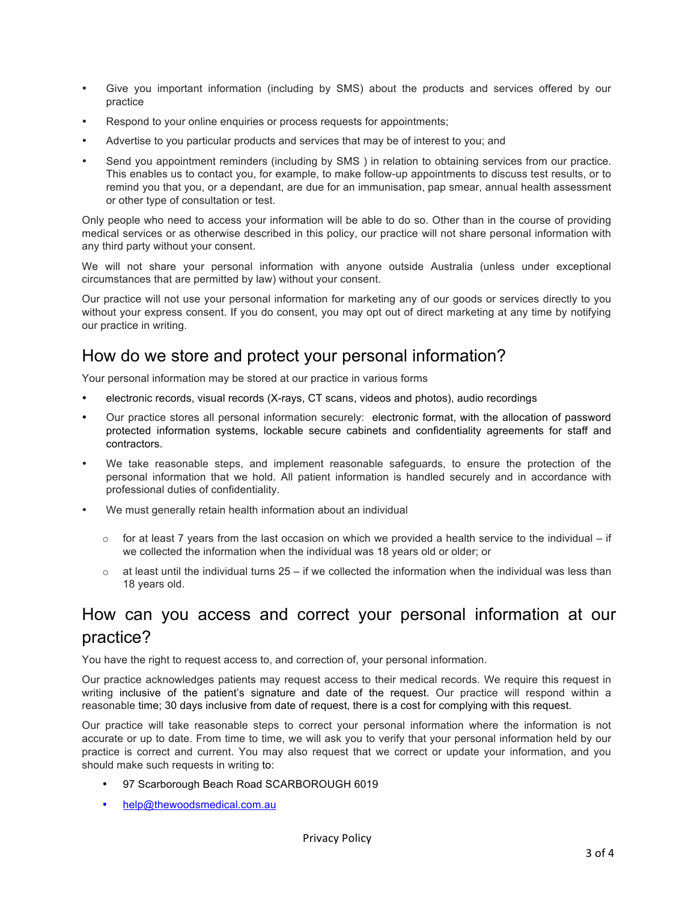- Give you important information (including by SMS) about the products and services offered by our practice
- Respond to your online enquiries or process requests for appointments;
- Advertise to you particular products and services that may be of interest to you; and
- Send you appointment reminders (including by SMS ) in relation to obtaining services from our practice. This enables us to contact you, for example, to make follow-up appointments to discuss test results, or to remind you that you, or a dependant, are due for an immunisation, pap smear, annual health assessment or other type of consultation or test.

Only people who need to access your information will be able to do so. Other than in the course of providing medical services or as otherwise described in this policy, our practice will not share personal information with any third party without your consent.

We will not share your personal information with anyone outside Australia (unless under exceptional circumstances that are permitted by law) without your consent.

Our practice will not use your personal information for marketing any of our goods or services directly to you without your express consent. If you do consent, you may opt out of direct marketing at any time by notifying our practice in writing.

## How do we store and protect your personal information?

Your personal information may be stored at our practice in various forms

- electronic records, visual records (X-rays, CT scans, videos and photos), audio recordings
- Our practice stores all personal information securely: electronic format, with the allocation of password protected information systems, lockable secure cabinets and confidentiality agreements for staff and contractors.
- We take reasonable steps, and implement reasonable safeguards, to ensure the protection of the personal information that we hold. All patient information is handled securely and in accordance with professional duties of confidentiality.
- We must generally retain health information about an individual
  - for at least 7 years from the last occasion on which we provided a health service to the individual – if we collected the information when the individual was 18 years old or older; or
  - at least until the individual turns 25 – if we collected the information when the individual was less than 18 years old.

## How can you access and correct your personal information at our practice?

You have the right to request access to, and correction of, your personal information.

Our practice acknowledges patients may request access to their medical records. We require this request in writing inclusive of the patient's signature and date of the request. Our practice will respond within a reasonable time; 30 days inclusive from date of request, there is a cost for complying with this request.

Our practice will take reasonable steps to correct your personal information where the information is not accurate or up to date. From time to time, we will ask you to verify that your personal information held by our practice is correct and current. You may also request that we correct or update your information, and you should make such requests in writing to:

- 97 Scarborough Beach Road SCARBOROUGH 6019
- help@thewoodsmedical.com.au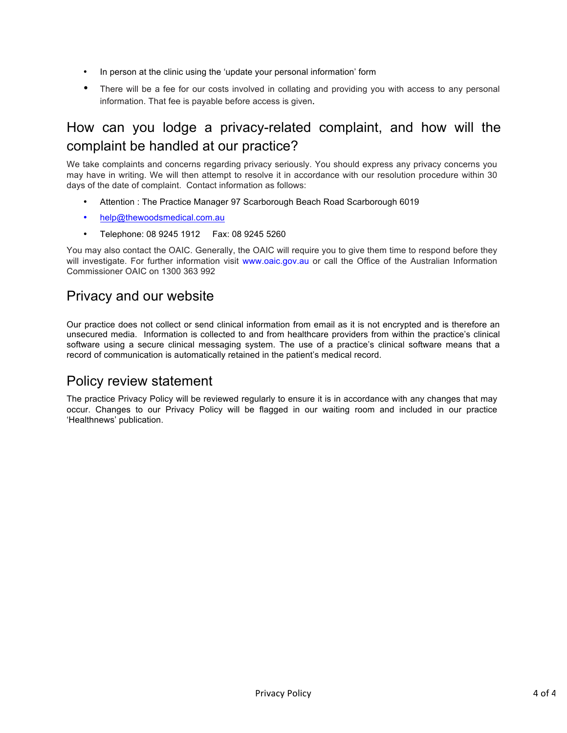- In person at the clinic using the 'update your personal information' form
- There will be a fee for our costs involved in collating and providing you with access to any personal information. That fee is payable before access is given.

## How can you lodge a privacy-related complaint, and how will the complaint be handled at our practice?

We take complaints and concerns regarding privacy seriously. You should express any privacy concerns you may have in writing. We will then attempt to resolve it in accordance with our resolution procedure within 30 days of the date of complaint. Contact information as follows:

- Attention : The Practice Manager 97 Scarborough Beach Road Scarborough 6019
- help@thewoodsmedical.com.au
- Telephone: 08 9245 1912 Fax: 08 9245 5260

You may also contact the OAIC. Generally, the OAIC will require you to give them time to respond before they will investigate. For further information visit www.oaic.gov.au or call the Office of the Australian Information Commissioner OAIC on 1300 363 992

## Privacy and our website

Our practice does not collect or send clinical information from email as it is not encrypted and is therefore an unsecured media. Information is collected to and from healthcare providers from within the practice's clinical software using a secure clinical messaging system. The use of a practice's clinical software means that a record of communication is automatically retained in the patient's medical record.

## Policy review statement

The practice Privacy Policy will be reviewed regularly to ensure it is in accordance with any changes that may occur. Changes to our Privacy Policy will be flagged in our waiting room and included in our practice 'Healthnews' publication.